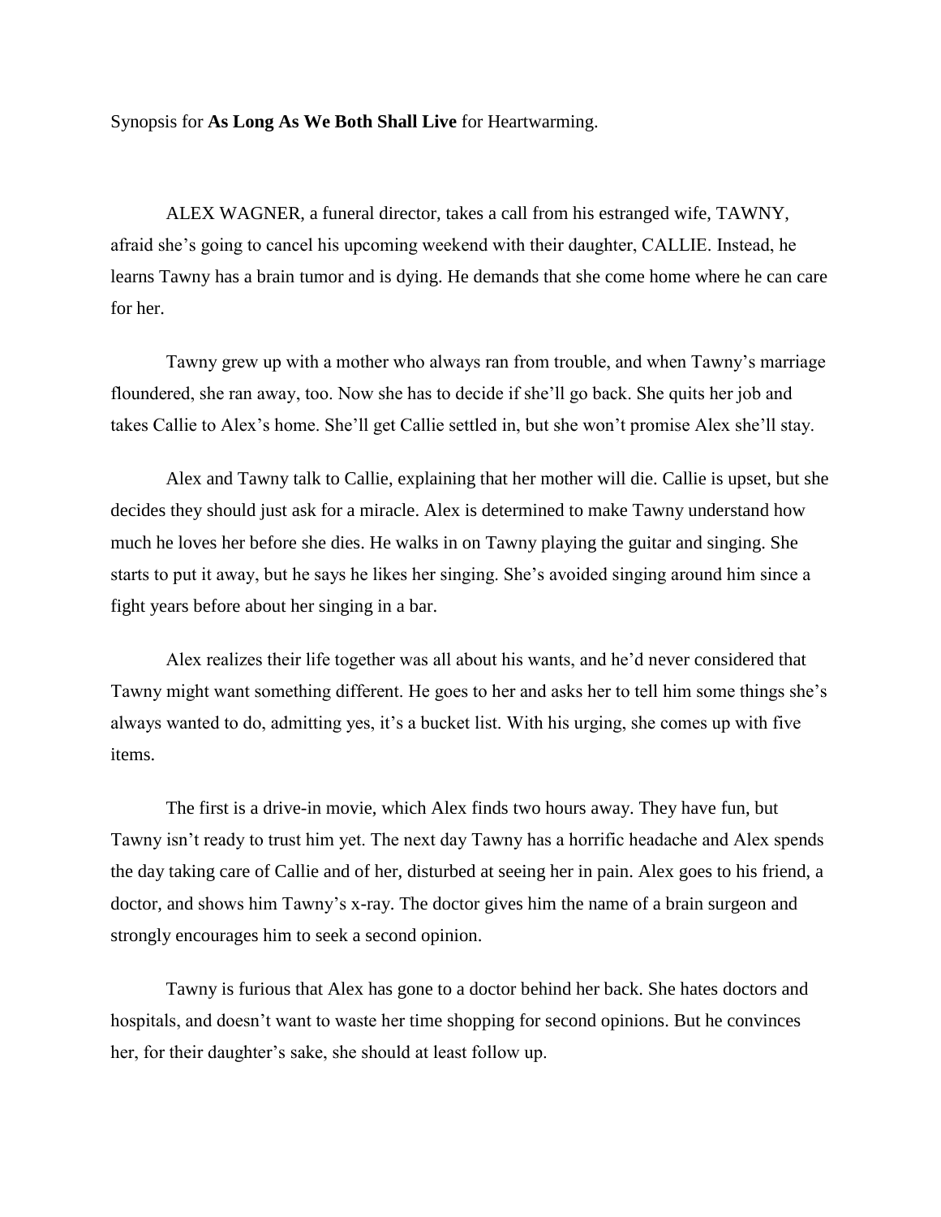Synopsis for **As Long As We Both Shall Live** for Heartwarming.

ALEX WAGNER, a funeral director, takes a call from his estranged wife, TAWNY, afraid she's going to cancel his upcoming weekend with their daughter, CALLIE. Instead, he learns Tawny has a brain tumor and is dying. He demands that she come home where he can care for her.

Tawny grew up with a mother who always ran from trouble, and when Tawny's marriage floundered, she ran away, too. Now she has to decide if she'll go back. She quits her job and takes Callie to Alex's home. She'll get Callie settled in, but she won't promise Alex she'll stay.

Alex and Tawny talk to Callie, explaining that her mother will die. Callie is upset, but she decides they should just ask for a miracle. Alex is determined to make Tawny understand how much he loves her before she dies. He walks in on Tawny playing the guitar and singing. She starts to put it away, but he says he likes her singing. She's avoided singing around him since a fight years before about her singing in a bar.

Alex realizes their life together was all about his wants, and he'd never considered that Tawny might want something different. He goes to her and asks her to tell him some things she's always wanted to do, admitting yes, it's a bucket list. With his urging, she comes up with five items.

The first is a drive-in movie, which Alex finds two hours away. They have fun, but Tawny isn't ready to trust him yet. The next day Tawny has a horrific headache and Alex spends the day taking care of Callie and of her, disturbed at seeing her in pain. Alex goes to his friend, a doctor, and shows him Tawny's x-ray. The doctor gives him the name of a brain surgeon and strongly encourages him to seek a second opinion.

Tawny is furious that Alex has gone to a doctor behind her back. She hates doctors and hospitals, and doesn't want to waste her time shopping for second opinions. But he convinces her, for their daughter's sake, she should at least follow up.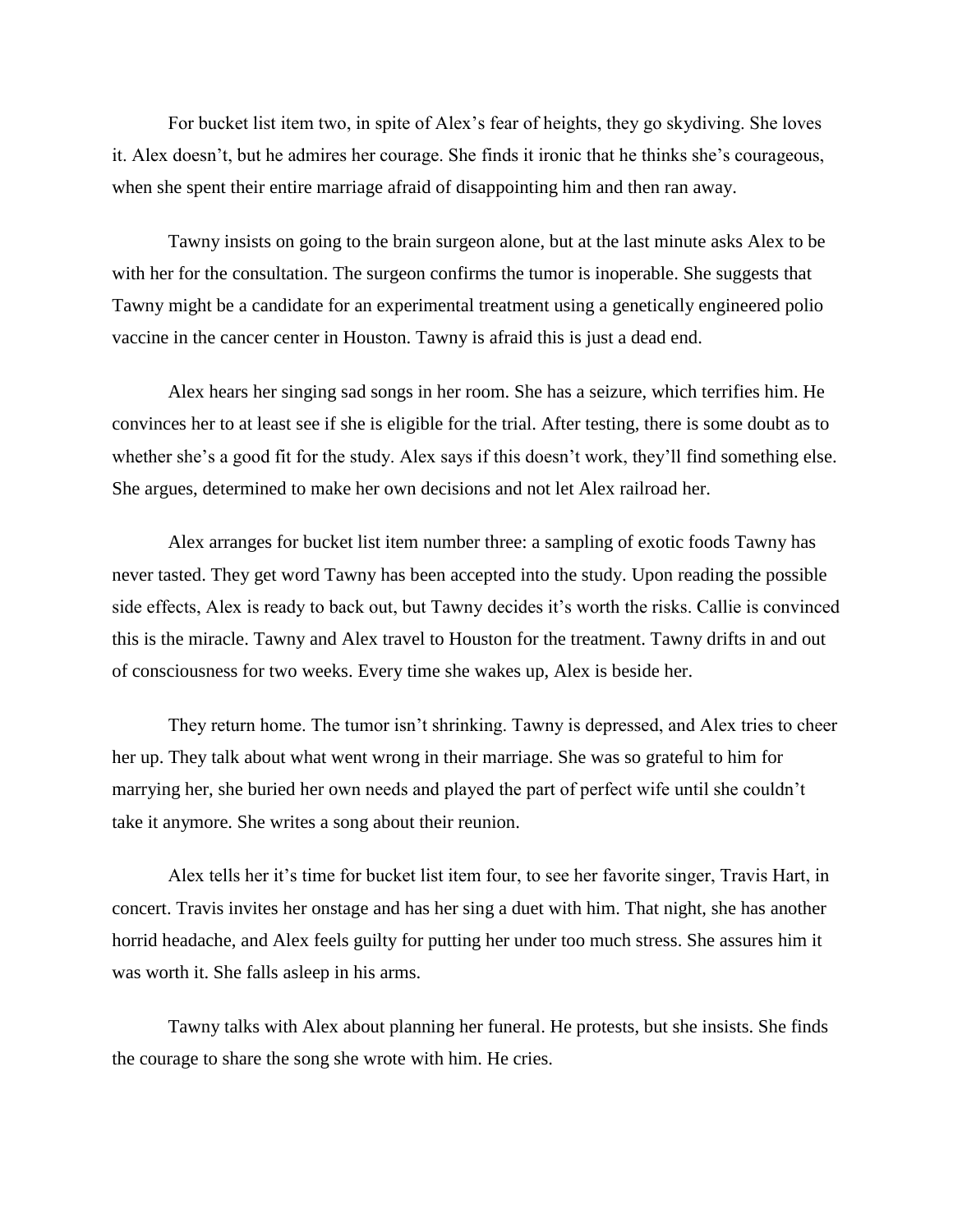For bucket list item two, in spite of Alex's fear of heights, they go skydiving. She loves it. Alex doesn't, but he admires her courage. She finds it ironic that he thinks she's courageous, when she spent their entire marriage afraid of disappointing him and then ran away.

Tawny insists on going to the brain surgeon alone, but at the last minute asks Alex to be with her for the consultation. The surgeon confirms the tumor is inoperable. She suggests that Tawny might be a candidate for an experimental treatment using a genetically engineered polio vaccine in the cancer center in Houston. Tawny is afraid this is just a dead end.

Alex hears her singing sad songs in her room. She has a seizure, which terrifies him. He convinces her to at least see if she is eligible for the trial. After testing, there is some doubt as to whether she's a good fit for the study. Alex says if this doesn't work, they'll find something else. She argues, determined to make her own decisions and not let Alex railroad her.

Alex arranges for bucket list item number three: a sampling of exotic foods Tawny has never tasted. They get word Tawny has been accepted into the study. Upon reading the possible side effects, Alex is ready to back out, but Tawny decides it's worth the risks. Callie is convinced this is the miracle. Tawny and Alex travel to Houston for the treatment. Tawny drifts in and out of consciousness for two weeks. Every time she wakes up, Alex is beside her.

They return home. The tumor isn't shrinking. Tawny is depressed, and Alex tries to cheer her up. They talk about what went wrong in their marriage. She was so grateful to him for marrying her, she buried her own needs and played the part of perfect wife until she couldn't take it anymore. She writes a song about their reunion.

Alex tells her it's time for bucket list item four, to see her favorite singer, Travis Hart, in concert. Travis invites her onstage and has her sing a duet with him. That night, she has another horrid headache, and Alex feels guilty for putting her under too much stress. She assures him it was worth it. She falls asleep in his arms.

Tawny talks with Alex about planning her funeral. He protests, but she insists. She finds the courage to share the song she wrote with him. He cries.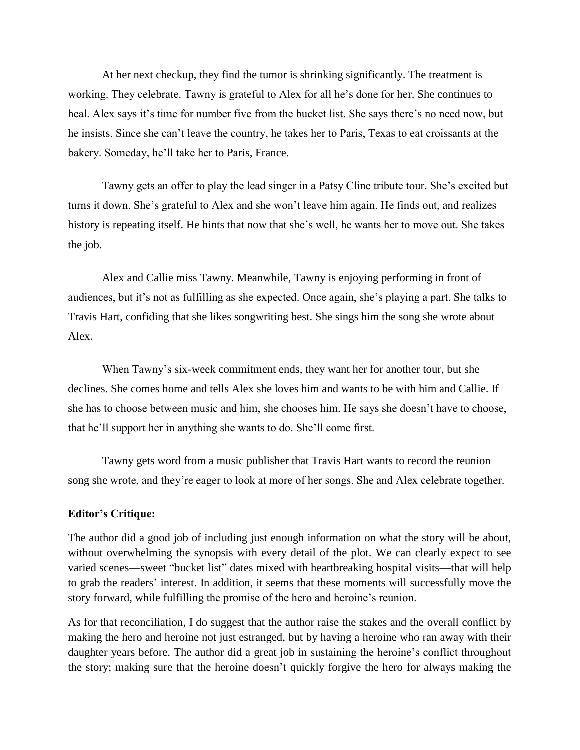At her next checkup, they find the tumor is shrinking significantly. The treatment is working. They celebrate. Tawny is grateful to Alex for all he's done for her. She continues to heal. Alex says it's time for number five from the bucket list. She says there's no need now, but he insists. Since she can't leave the country, he takes her to Paris, Texas to eat croissants at the bakery. Someday, he'll take her to Paris, France.

Tawny gets an offer to play the lead singer in a Patsy Cline tribute tour. She's excited but turns it down. She's grateful to Alex and she won't leave him again. He finds out, and realizes history is repeating itself. He hints that now that she's well, he wants her to move out. She takes the job.

Alex and Callie miss Tawny. Meanwhile, Tawny is enjoying performing in front of audiences, but it's not as fulfilling as she expected. Once again, she's playing a part. She talks to Travis Hart, confiding that she likes songwriting best. She sings him the song she wrote about Alex.

When Tawny's six-week commitment ends, they want her for another tour, but she declines. She comes home and tells Alex she loves him and wants to be with him and Callie. If she has to choose between music and him, she chooses him. He says she doesn't have to choose, that he'll support her in anything she wants to do. She'll come first.

Tawny gets word from a music publisher that Travis Hart wants to record the reunion song she wrote, and they're eager to look at more of her songs. She and Alex celebrate together.

**Editor's Critique:**

The author did a good job of including just enough information on what the story will be about, without overwhelming the synopsis with every detail of the plot. We can clearly expect to see varied scenes—sweet "bucket list" dates mixed with heartbreaking hospital visits—that will help to grab the readers' interest. In addition, it seems that these moments will successfully move the story forward, while fulfilling the promise of the hero and heroine's reunion.

As for that reconciliation, I do suggest that the author raise the stakes and the overall conflict by making the hero and heroine not just estranged, but by having a heroine who ran away with their daughter years before. The author did a great job in sustaining the heroine's conflict throughout the story; making sure that the heroine doesn't quickly forgive the hero for always making the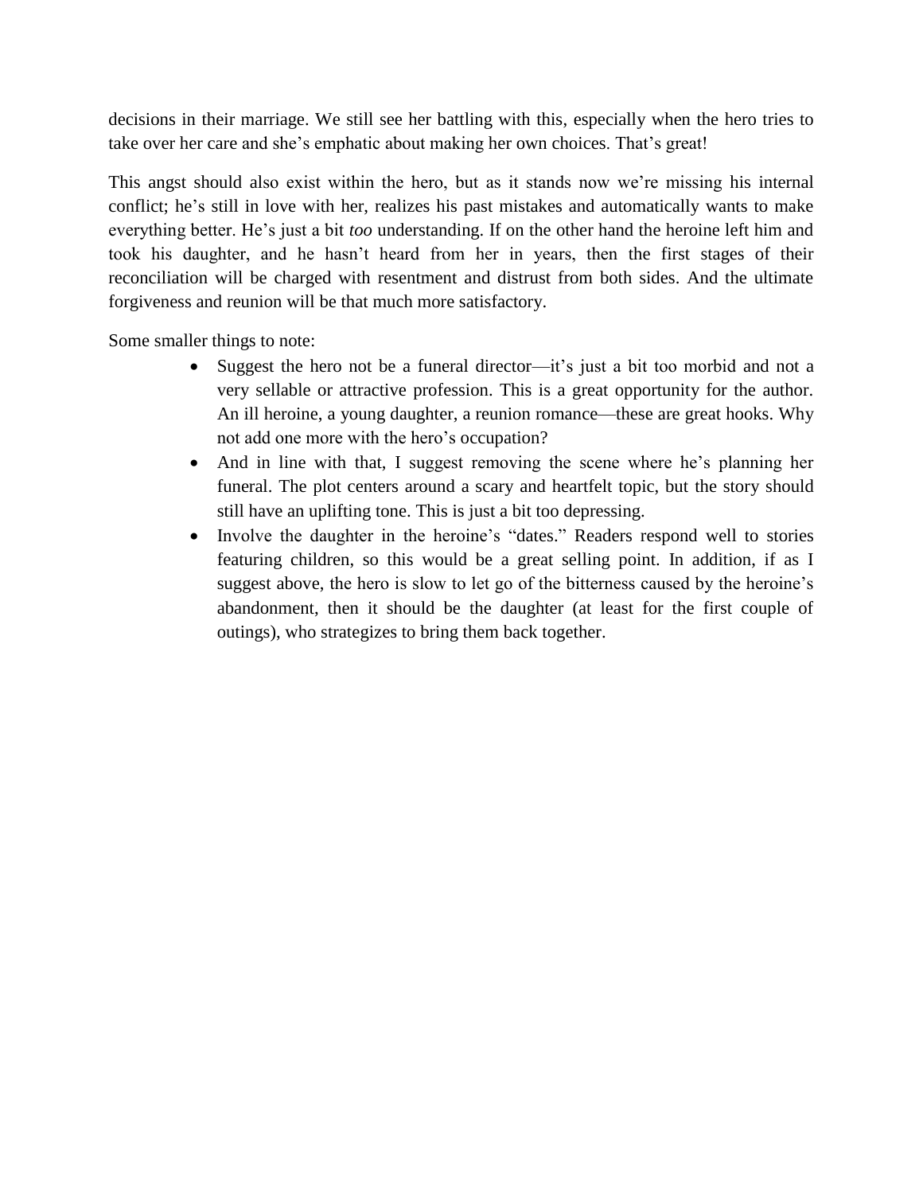decisions in their marriage. We still see her battling with this, especially when the hero tries to take over her care and she's emphatic about making her own choices. That's great!

This angst should also exist within the hero, but as it stands now we're missing his internal conflict; he's still in love with her, realizes his past mistakes and automatically wants to make everything better. He's just a bit *too* understanding. If on the other hand the heroine left him and took his daughter, and he hasn't heard from her in years, then the first stages of their reconciliation will be charged with resentment and distrust from both sides. And the ultimate forgiveness and reunion will be that much more satisfactory.

Some smaller things to note:

- Suggest the hero not be a funeral director—it's just a bit too morbid and not a very sellable or attractive profession. This is a great opportunity for the author. An ill heroine, a young daughter, a reunion romance—these are great hooks. Why not add one more with the hero's occupation?
- And in line with that, I suggest removing the scene where he's planning her funeral. The plot centers around a scary and heartfelt topic, but the story should still have an uplifting tone. This is just a bit too depressing.
- Involve the daughter in the heroine's "dates." Readers respond well to stories featuring children, so this would be a great selling point. In addition, if as I suggest above, the hero is slow to let go of the bitterness caused by the heroine's abandonment, then it should be the daughter (at least for the first couple of outings), who strategizes to bring them back together.